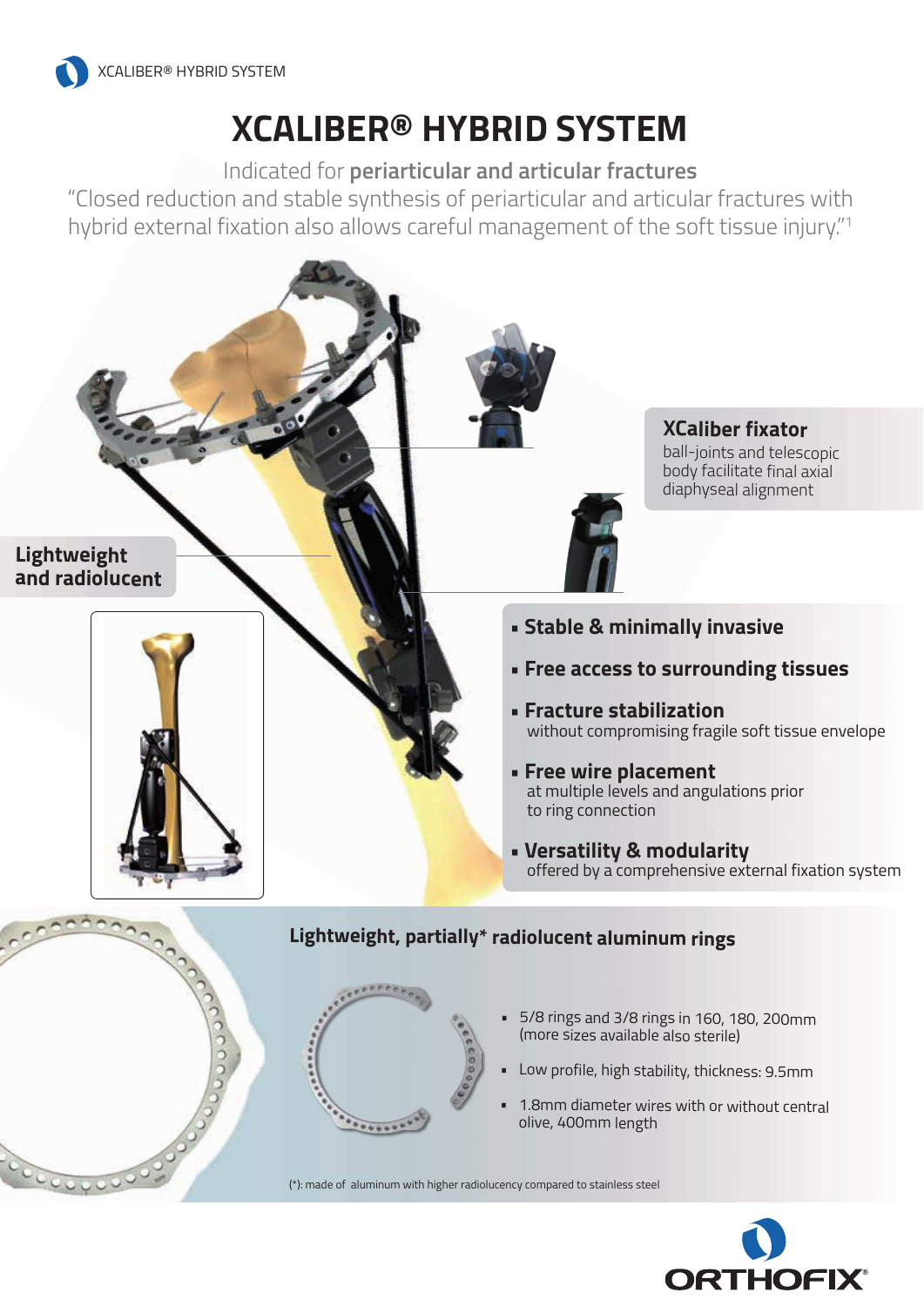# XCALIBER® HYBRID SYSTEM

Indicated for **periarticular and articular fractures**

"Closed reduction and stable synthesis of periarticular and articular fractures with hybrid external fixation also allows careful management of the soft tissue injury."[1]

**XCaliber fixator**
ball-joints and telescopic body facilitate final axial diaphyseal alignment

**Lightweight and radiolucent**

- **Stable & minimally invasive**
- **Free access to surrounding tissues**
- **Fracture stabilization**
  without compromising fragile soft tissue envelope
- **Free wire placement**
  at multiple levels and angulations prior to ring connection
- **Versatility & modularity**
  offered by a comprehensive external fixation system

## Lightweight, partially* radiolucent aluminum rings

- 5/8 rings and 3/8 rings in 160, 180, 200mm (more sizes available also sterile)
- Low profile, high stability, thickness: 9.5mm
- 1.8mm diameter wires with or without central olive, 400mm length

(*): made of aluminum with higher radiolucency compared to stainless steel

ORTHOFIX®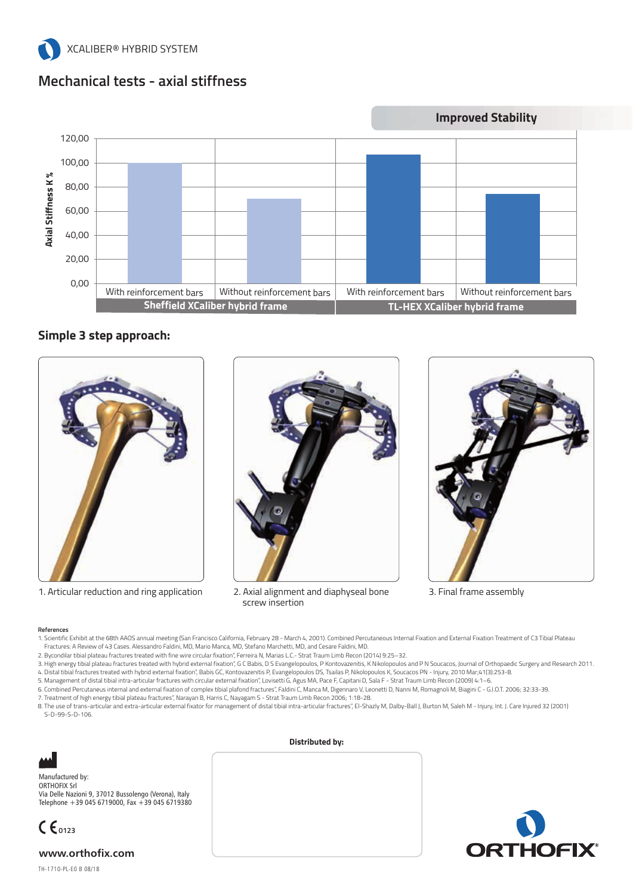XCALIBER® HYBRID SYSTEM

## Mechanical tests - axial stiffness

Improved Stability

Axial Stiffness K %

120,00
100,00
80,00
60,00
40,00
20,00
0,00

With reinforcement bars
Without reinforcement bars
With reinforcement bars
Without reinforcement bars

Sheffield XCaliber hybrid frame
TL-HEX XCaliber hybrid frame

## Simple 3 step approach:

1. Articular reduction and ring application

2. Axial alignment and diaphyseal bone screw insertion

3. Final frame assembly

**References**

1. Scientific Exhibit at the 68th AAOS annual meeting (San Francisco California, February 28 - March 4, 2001). Combined Percutaneous Internal Fixation and External Fixation Treatment of C3 Tibial Plateau Fractures: A Review of 43 Cases. Alessandro Faldini, MD, Mario Manca, MD, Stefano Marchetti, MD, and Cesare Faldini, MD.
2. Bycondilar tibial plateau fractures treated with fine wire circular fixation", Ferreira N, Marias L.C.- Strat Traum Limb Recon (2014) 9:25–32.
3. High energy tibial plateau fractures treated with hybrid external fixation", G C Babis, D S Evangelopoulos, P Kontovazenitis, K Nikolopoulos and P N Soucacos, Journal of Orthopaedic Surgery and Research 2011.
4. Distal tibial fractures treated with hybrid external fixation", Babis GC, Kontovazenitis P, Evangelopoulos DS, Tsailas P, Nikolopoulos K, Soucacos PN - Injury, 2010 Mar;41(3):253-8.
5. Management of distal tibial intra-articular fractures with circular external fixation", Lovisetti G, Agus MA, Pace F, Capitani D, Sala F - Strat Traum Limb Recon (2009) 4:1–6.
6. Combined Percutaneus internal and external fixation of complex tibial plafond fractures", Faldini C, Manca M, Digennaro V, Leonetti D, Nanni M, Romagnoli M, Biagini C - G.I.O.T. 2006; 32:33-39.
7. Treatment of high energy tibial plateau fractures", Narayan B, Harris C, Nayagam S - Strat Traum Limb Recon 2006; 1:18-28.
8. The use of trans-articular and extra-articular external fixator for management of distal tibial intra-articular fractures", El-Shazly M, Dalby-Ball J, Burton M, Saleh M - Injury, Int. J. Care Injured 32 (2001) S-D-99-S-D-106.

**Distributed by:**

Manufactured by:
ORTHOFIX Srl
Via Delle Nazioni 9, 37012 Bussolengo (Verona), Italy
Telephone +39 045 6719000, Fax +39 045 6719380

CE 0123

**www.orthofix.com**

TH-1710-PL-E0 B 08/18

ORTHOFIX®